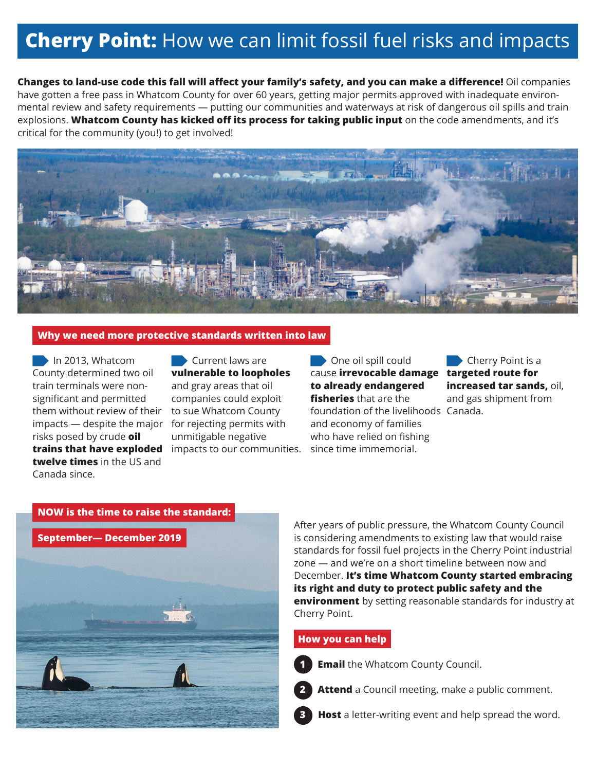# **Cherry Point:** How we can limit fossil fuel risks and impacts

**Changes to land-use code this fall will affect your family's safety, and you can make a difference!** Oil companies have gotten a free pass in Whatcom County for over 60 years, getting major permits approved with inadequate environmental review and safety requirements — putting our communities and waterways at risk of dangerous oil spills and train explosions. **Whatcom County has kicked off its process for taking public input** on the code amendments, and it's critical for the community (you!) to get involved!

## Why we need more protective standards written into law

- In 2013, Whatcom County determined two oil train terminals were non-significant and permitted them without review of their impacts — despite the major risks posed by crude **oil trains that have exploded twelve times** in the US and Canada since.
- Current laws are **vulnerable to loopholes** and gray areas that oil companies could exploit to sue Whatcom County for rejecting permits with unmitigable negative impacts to our communities.
- One oil spill could cause **irrevocable damage to already endangered fisheries** that are the foundation of the livelihoods and economy of families who have relied on fishing since time immemorial.
- Cherry Point is a **targeted route for increased tar sands,** oil, and gas shipment from Canada.

## NOW is the time to raise the standard:

## September— December 2019

After years of public pressure, the Whatcom County Council is considering amendments to existing law that would raise standards for fossil fuel projects in the Cherry Point industrial zone — and we're on a short timeline between now and December. **It's time Whatcom County started embracing its right and duty to protect public safety and the environment** by setting reasonable standards for industry at Cherry Point.

## How you can help

1. **Email** the Whatcom County Council.
2. **Attend** a Council meeting, make a public comment.
3. **Host** a letter-writing event and help spread the word.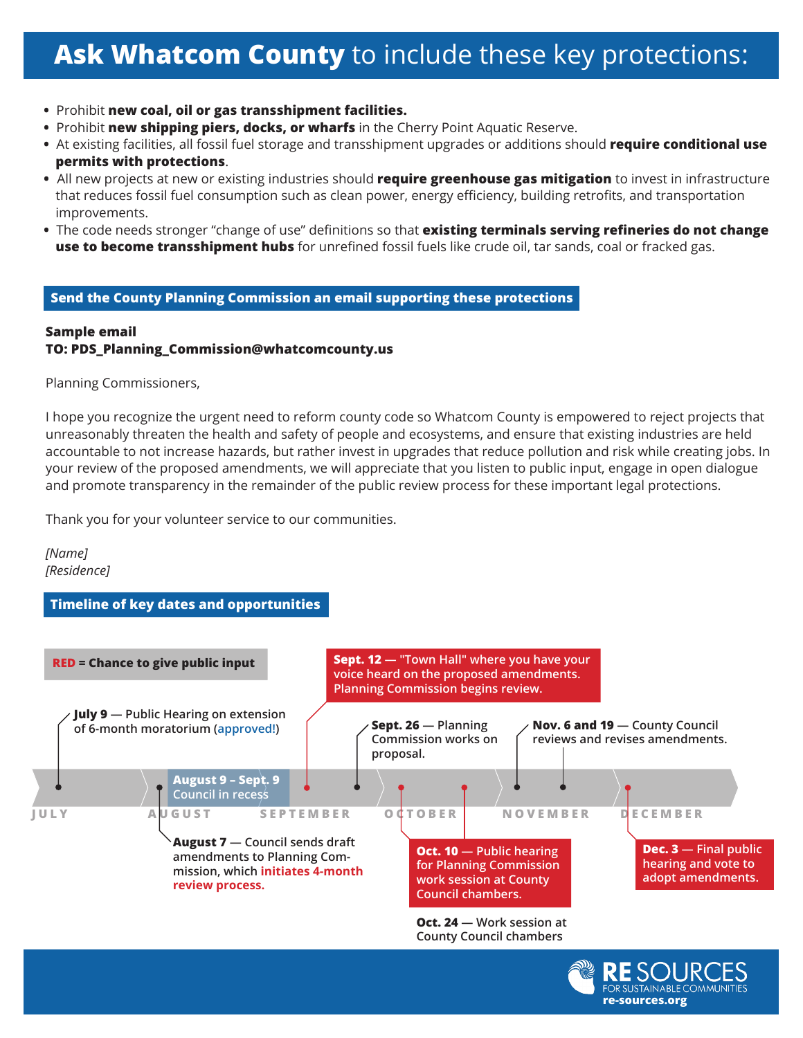# **Ask Whatcom County** to include these key protections:

- Prohibit **new coal, oil or gas transshipment facilities.**
- Prohibit **new shipping piers, docks, or wharfs** in the Cherry Point Aquatic Reserve.
- At existing facilities, all fossil fuel storage and transshipment upgrades or additions should **require conditional use permits with protections**.
- All new projects at new or existing industries should **require greenhouse gas mitigation** to invest in infrastructure that reduces fossil fuel consumption such as clean power, energy efficiency, building retrofits, and transportation improvements.
- The code needs stronger "change of use" definitions so that **existing terminals serving refineries do not change use to become transshipment hubs** for unrefined fossil fuels like crude oil, tar sands, coal or fracked gas.

## Send the County Planning Commission an email supporting these protections

**Sample email**
**TO: PDS_Planning_Commission@whatcomcounty.us**

Planning Commissioners,

I hope you recognize the urgent need to reform county code so Whatcom County is empowered to reject projects that unreasonably threaten the health and safety of people and ecosystems, and ensure that existing industries are held accountable to not increase hazards, but rather invest in upgrades that reduce pollution and risk while creating jobs. In your review of the proposed amendments, we will appreciate that you listen to public input, engage in open dialogue and promote transparency in the remainder of the public review process for these important legal protections.

Thank you for your volunteer service to our communities.

*[Name]*
*[Residence]*

## Timeline of key dates and opportunities

**RED = Chance to give public input**

JULY AUGUST SEPTEMBER OCTOBER NOVEMBER DECEMBER

**July 9** — Public Hearing on extension of 6-month moratorium (approved!)

**August 7** — Council sends draft amendments to Planning Commission, which initiates 4-month review process.

**August 9 – Sept. 9** Council in recess

**Sept. 12** — "Town Hall" where you have your voice heard on the proposed amendments. Planning Commission begins review.

**Sept. 26** — Planning Commission works on proposal.

**Oct. 10** — Public hearing for Planning Commission work session at County Council chambers.

**Oct. 24** — Work session at County Council chambers

**Nov. 6 and 19** — County Council reviews and revises amendments.

**Dec. 3** — Final public hearing and vote to adopt amendments.

RE SOURCES FOR SUSTAINABLE COMMUNITIES
re-sources.org